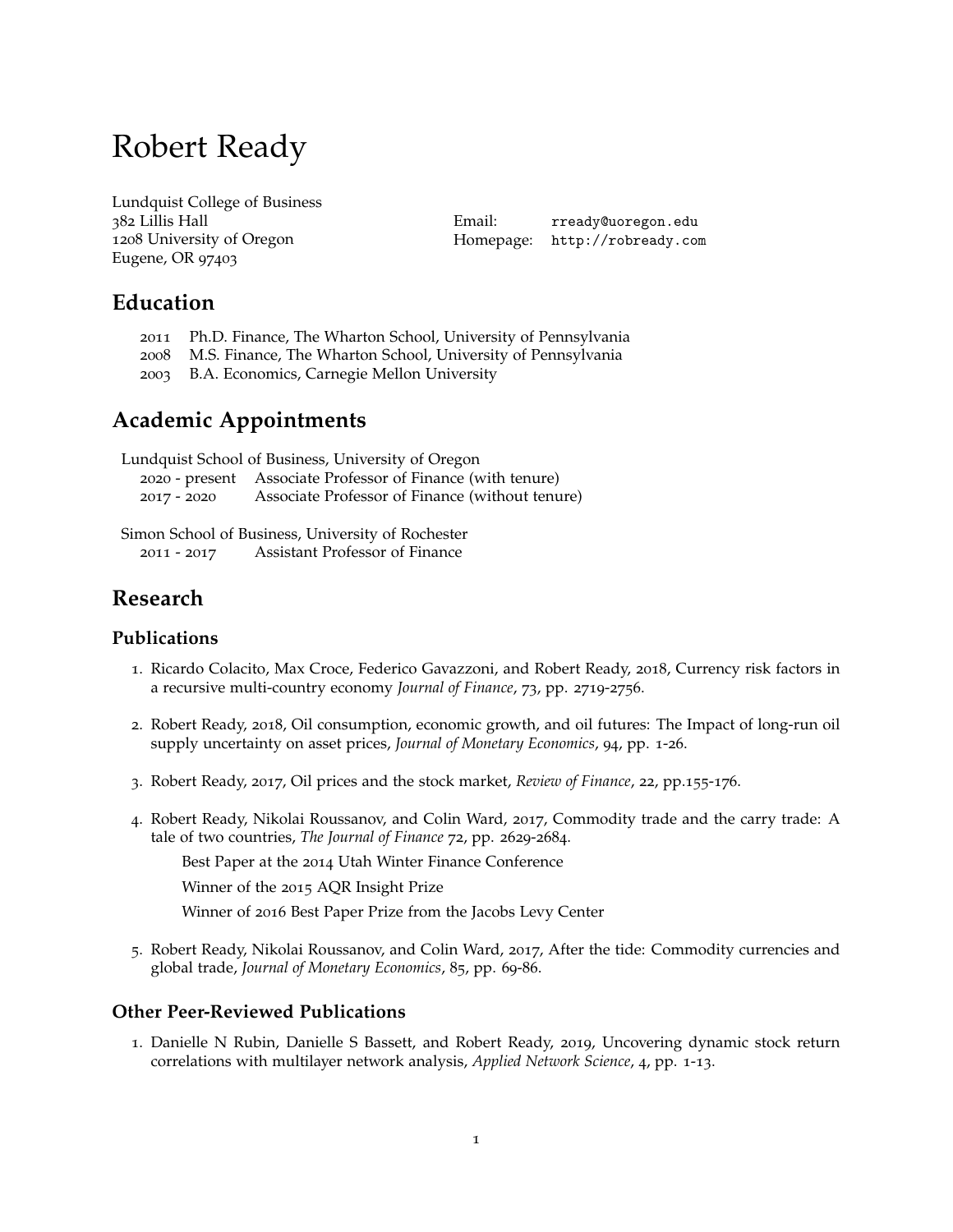# Robert Ready

Lundquist College of Business
382 Lillis Hall
1208 University of Oregon
Eugene, OR 97403

Email: rready@uoregon.edu
Homepage: http://robready.com

## Education

2011 Ph.D. Finance, The Wharton School, University of Pennsylvania
2008 M.S. Finance, The Wharton School, University of Pennsylvania
2003 B.A. Economics, Carnegie Mellon University

## Academic Appointments

Lundquist School of Business, University of Oregon
2020 - present Associate Professor of Finance (with tenure)
2017 - 2020 Associate Professor of Finance (without tenure)

Simon School of Business, University of Rochester
2011 - 2017 Assistant Professor of Finance

## Research

### Publications

1. Ricardo Colacito, Max Croce, Federico Gavazzoni, and Robert Ready, 2018, Currency risk factors in a recursive multi-country economy *Journal of Finance*, 73, pp. 2719-2756.

2. Robert Ready, 2018, Oil consumption, economic growth, and oil futures: The Impact of long-run oil supply uncertainty on asset prices, *Journal of Monetary Economics*, 94, pp. 1-26.

3. Robert Ready, 2017, Oil prices and the stock market, *Review of Finance*, 22, pp.155-176.

4. Robert Ready, Nikolai Roussanov, and Colin Ward, 2017, Commodity trade and the carry trade: A tale of two countries, *The Journal of Finance* 72, pp. 2629-2684.

   Best Paper at the 2014 Utah Winter Finance Conference

   Winner of the 2015 AQR Insight Prize

   Winner of 2016 Best Paper Prize from the Jacobs Levy Center

5. Robert Ready, Nikolai Roussanov, and Colin Ward, 2017, After the tide: Commodity currencies and global trade, *Journal of Monetary Economics*, 85, pp. 69-86.

### Other Peer-Reviewed Publications

1. Danielle N Rubin, Danielle S Bassett, and Robert Ready, 2019, Uncovering dynamic stock return correlations with multilayer network analysis, *Applied Network Science*, 4, pp. 1-13.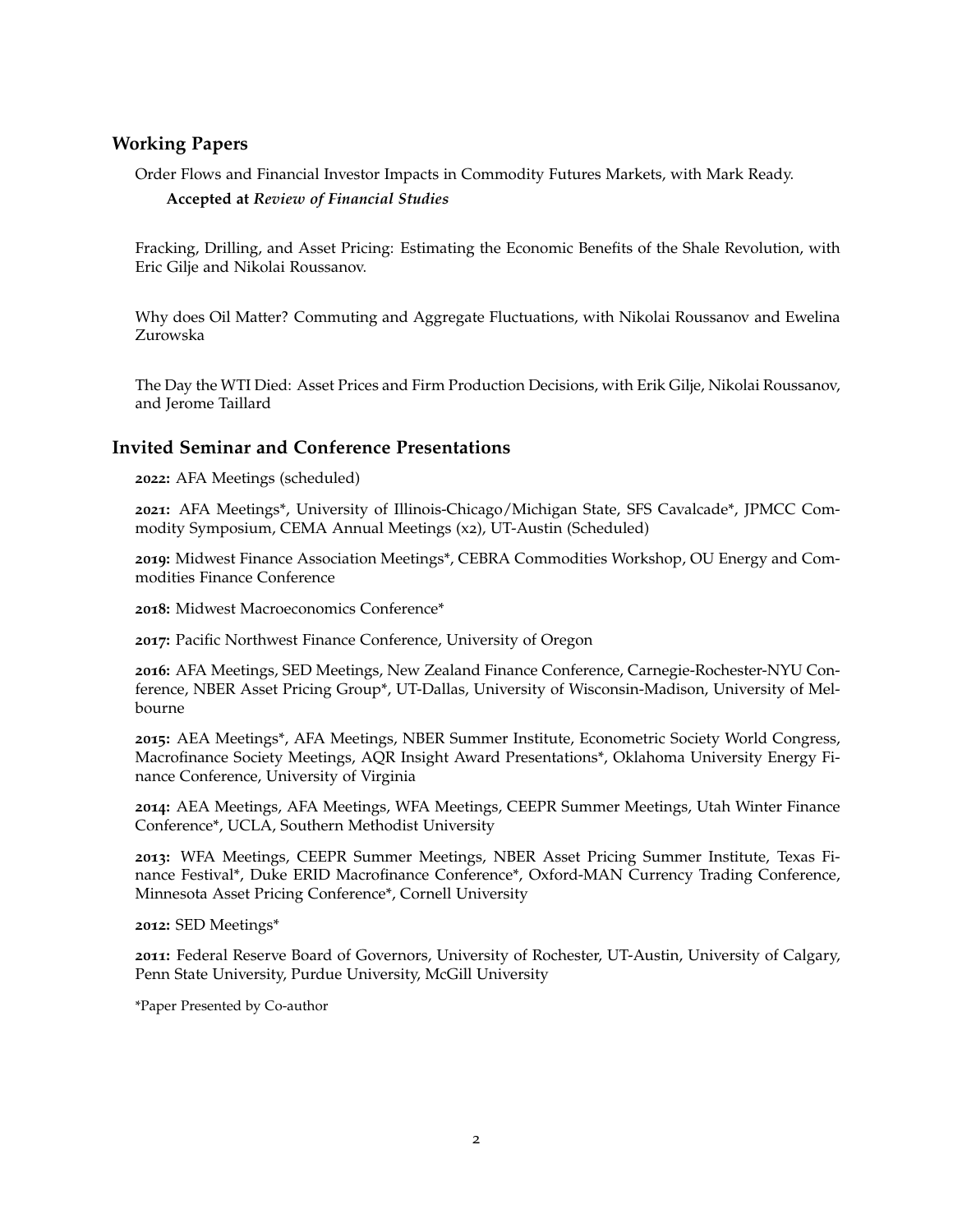## Working Papers

Order Flows and Financial Investor Impacts in Commodity Futures Markets, with Mark Ready.

**Accepted at *Review of Financial Studies***

Fracking, Drilling, and Asset Pricing: Estimating the Economic Benefits of the Shale Revolution, with Eric Gilje and Nikolai Roussanov.

Why does Oil Matter? Commuting and Aggregate Fluctuations, with Nikolai Roussanov and Ewelina Zurowska

The Day the WTI Died: Asset Prices and Firm Production Decisions, with Erik Gilje, Nikolai Roussanov, and Jerome Taillard

## Invited Seminar and Conference Presentations

**2022:** AFA Meetings (scheduled)

**2021:** AFA Meetings*, University of Illinois-Chicago/Michigan State, SFS Cavalcade*, JPMCC Commodity Symposium, CEMA Annual Meetings (x2), UT-Austin (Scheduled)

**2019:** Midwest Finance Association Meetings*, CEBRA Commodities Workshop, OU Energy and Commodities Finance Conference

**2018:** Midwest Macroeconomics Conference*

**2017:** Pacific Northwest Finance Conference, University of Oregon

**2016:** AFA Meetings, SED Meetings, New Zealand Finance Conference, Carnegie-Rochester-NYU Conference, NBER Asset Pricing Group*, UT-Dallas, University of Wisconsin-Madison, University of Melbourne

**2015:** AEA Meetings*, AFA Meetings, NBER Summer Institute, Econometric Society World Congress, Macrofinance Society Meetings, AQR Insight Award Presentations*, Oklahoma University Energy Finance Conference, University of Virginia

**2014:** AEA Meetings, AFA Meetings, WFA Meetings, CEEPR Summer Meetings, Utah Winter Finance Conference*, UCLA, Southern Methodist University

**2013:** WFA Meetings, CEEPR Summer Meetings, NBER Asset Pricing Summer Institute, Texas Finance Festival*, Duke ERID Macrofinance Conference*, Oxford-MAN Currency Trading Conference, Minnesota Asset Pricing Conference*, Cornell University

**2012:** SED Meetings*

**2011:** Federal Reserve Board of Governors, University of Rochester, UT-Austin, University of Calgary, Penn State University, Purdue University, McGill University

*Paper Presented by Co-author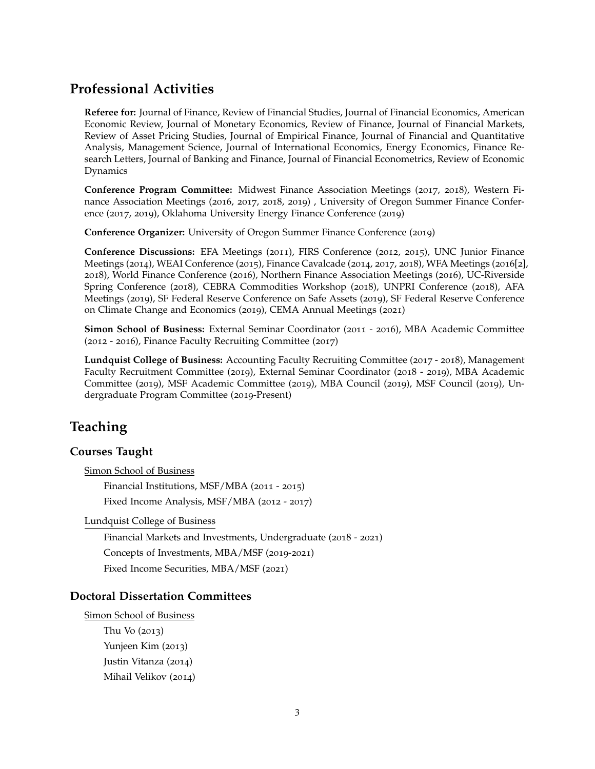## Professional Activities

**Referee for:** Journal of Finance, Review of Financial Studies, Journal of Financial Economics, American Economic Review, Journal of Monetary Economics, Review of Finance, Journal of Financial Markets, Review of Asset Pricing Studies, Journal of Empirical Finance, Journal of Financial and Quantitative Analysis, Management Science, Journal of International Economics, Energy Economics, Finance Research Letters, Journal of Banking and Finance, Journal of Financial Econometrics, Review of Economic Dynamics

**Conference Program Committee:** Midwest Finance Association Meetings (2017, 2018), Western Finance Association Meetings (2016, 2017, 2018, 2019) , University of Oregon Summer Finance Conference (2017, 2019), Oklahoma University Energy Finance Conference (2019)

**Conference Organizer:** University of Oregon Summer Finance Conference (2019)

**Conference Discussions:** EFA Meetings (2011), FIRS Conference (2012, 2015), UNC Junior Finance Meetings (2014), WEAI Conference (2015), Finance Cavalcade (2014, 2017, 2018), WFA Meetings (2016[2], 2018), World Finance Conference (2016), Northern Finance Association Meetings (2016), UC-Riverside Spring Conference (2018), CEBRA Commodities Workshop (2018), UNPRI Conference (2018), AFA Meetings (2019), SF Federal Reserve Conference on Safe Assets (2019), SF Federal Reserve Conference on Climate Change and Economics (2019), CEMA Annual Meetings (2021)

**Simon School of Business:** External Seminar Coordinator (2011 - 2016), MBA Academic Committee (2012 - 2016), Finance Faculty Recruiting Committee (2017)

**Lundquist College of Business:** Accounting Faculty Recruiting Committee (2017 - 2018), Management Faculty Recruitment Committee (2019), External Seminar Coordinator (2018 - 2019), MBA Academic Committee (2019), MSF Academic Committee (2019), MBA Council (2019), MSF Council (2019), Undergraduate Program Committee (2019-Present)

## Teaching

### Courses Taught

Simon School of Business

- Financial Institutions, MSF/MBA (2011 - 2015)
- Fixed Income Analysis, MSF/MBA (2012 - 2017)

Lundquist College of Business

- Financial Markets and Investments, Undergraduate (2018 - 2021)
- Concepts of Investments, MBA/MSF (2019-2021)
- Fixed Income Securities, MBA/MSF (2021)

### Doctoral Dissertation Committees

Simon School of Business

- Thu Vo (2013)
- Yunjeen Kim (2013)
- Justin Vitanza (2014)
- Mihail Velikov (2014)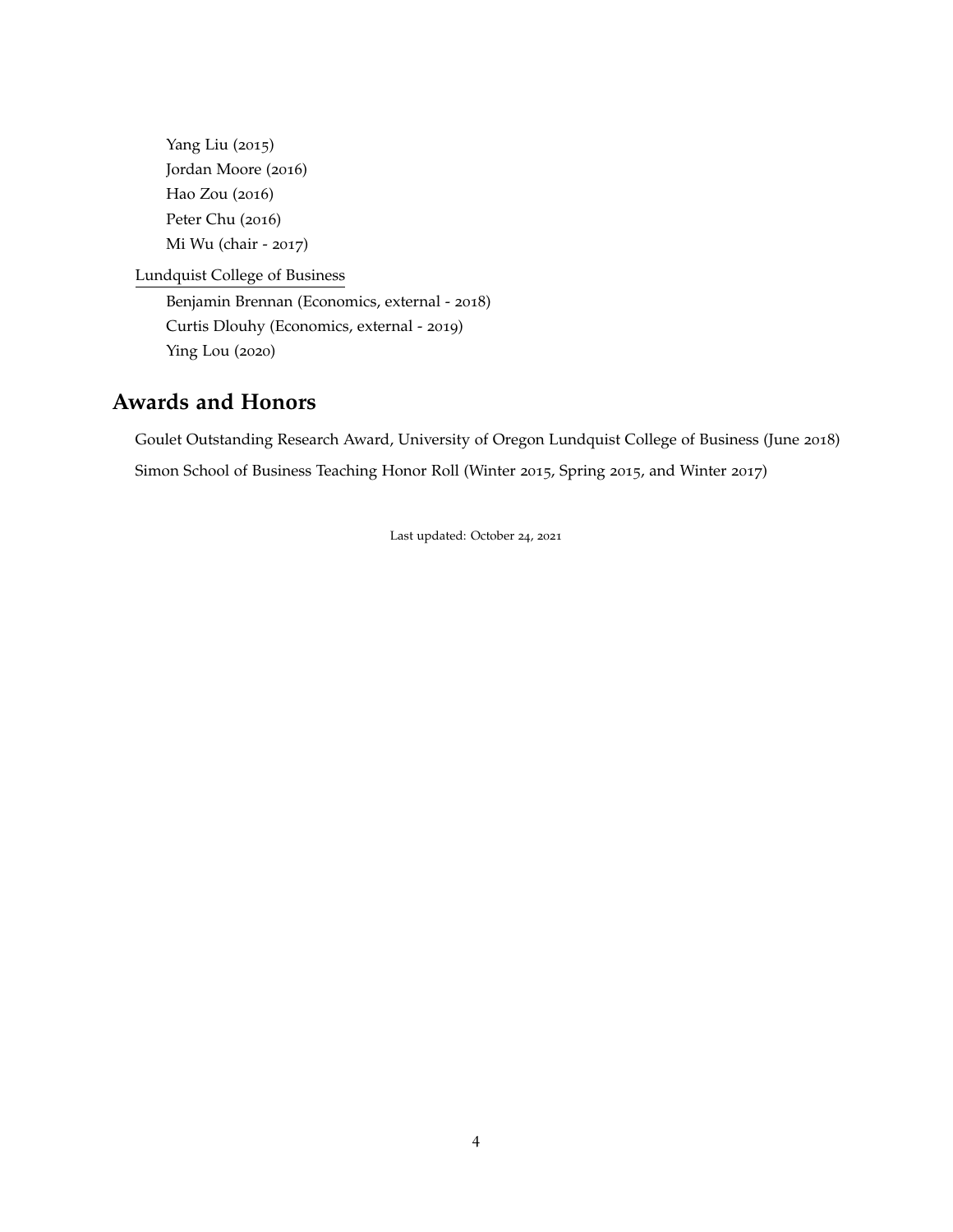Yang Liu (2015)
Jordan Moore (2016)
Hao Zou (2016)
Peter Chu (2016)
Mi Wu (chair - 2017)

Lundquist College of Business

Benjamin Brennan (Economics, external - 2018)
Curtis Dlouhy (Economics, external - 2019)
Ying Lou (2020)

## Awards and Honors

Goulet Outstanding Research Award, University of Oregon Lundquist College of Business (June 2018)

Simon School of Business Teaching Honor Roll (Winter 2015, Spring 2015, and Winter 2017)

Last updated: October 24, 2021